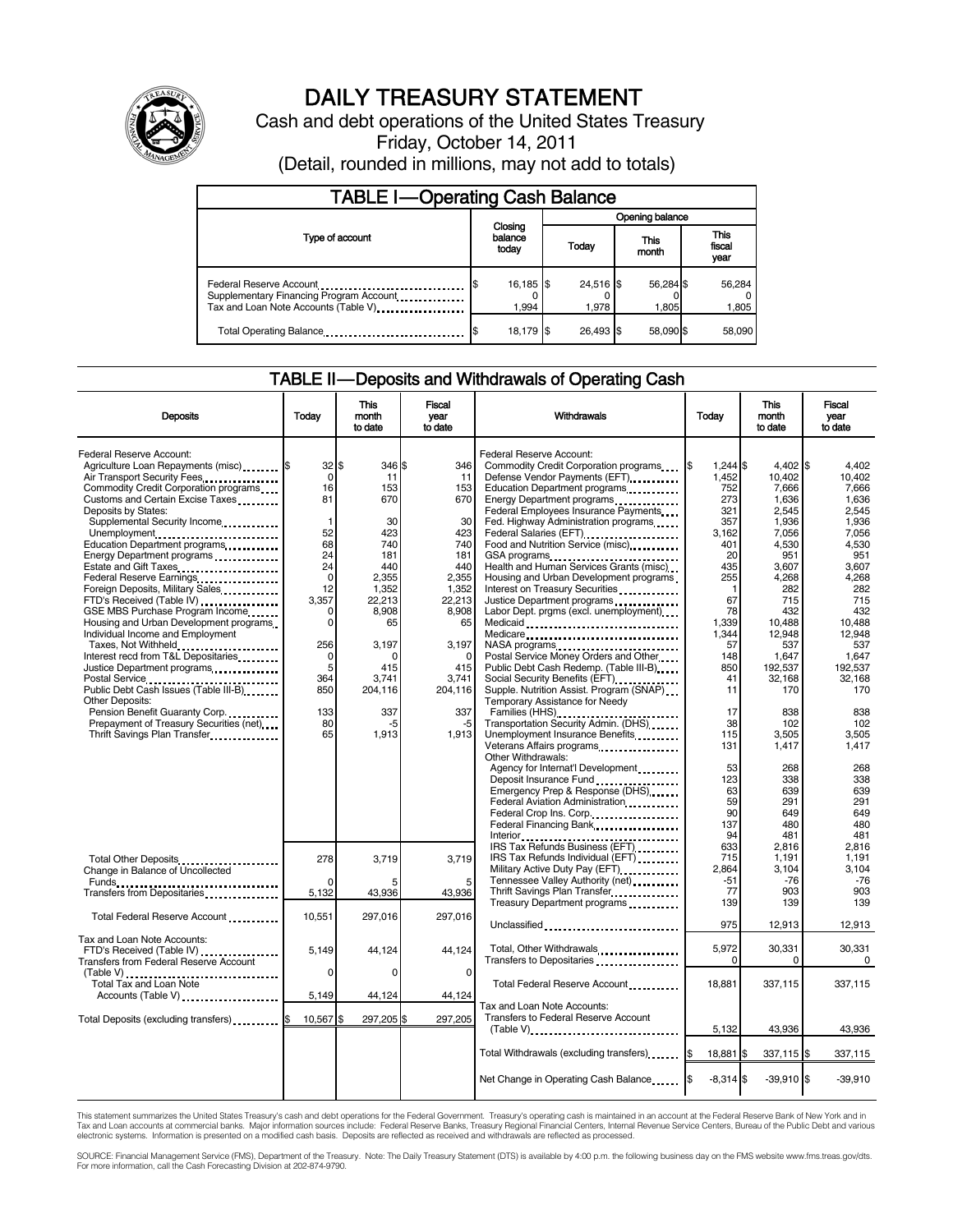# DAILY TREASURY STATEMENT

Cash and debt operations of the United States Treasury

Friday, October 14, 2011

(Detail, rounded in millions, may not add to totals)

## TABLE I—Operating Cash Balance

| Type of account | Closing balance today | Opening balance Today | Opening balance This month | Opening balance This fiscal year |
|---|---|---|---|---|
| Federal Reserve Account | $ 16,185 | $ 24,516 | $ 56,284 | $ 56,284 |
| Supplementary Financing Program Account | 0 | 0 | 0 | 0 |
| Tax and Loan Note Accounts (Table V) | 1,994 | 1,978 | 1,805 | 1,805 |
| Total Operating Balance | $ 18,179 | $ 26,493 | $ 58,090 | $ 58,090 |

## TABLE II—Deposits and Withdrawals of Operating Cash

| Deposits | Today | This month to date | Fiscal year to date |
|---|---|---|---|
| Federal Reserve Account: | | | |
| Agriculture Loan Repayments (misc) | $ 32 | $ 346 | $ 346 |
| Air Transport Security Fees | 0 | 11 | 11 |
| Commodity Credit Corporation programs | 16 | 153 | 153 |
| Customs and Certain Excise Taxes | 81 | 670 | 670 |
| Deposits by States: | | | |
| Supplemental Security Income | 1 | 30 | 30 |
| Unemployment | 52 | 423 | 423 |
| Education Department programs | 68 | 740 | 740 |
| Energy Department programs | 24 | 181 | 181 |
| Estate and Gift Taxes | 24 | 440 | 440 |
| Federal Reserve Earnings | 0 | 2,355 | 2,355 |
| Foreign Deposits, Military Sales | 12 | 1,352 | 1,352 |
| FTD's Received (Table IV) | 3,357 | 22,213 | 22,213 |
| GSE MBS Purchase Program Income | 0 | 8,908 | 8,908 |
| Housing and Urban Development programs | 0 | 65 | 65 |
| Individual Income and Employment Taxes, Not Withheld | 256 | 3,197 | 3,197 |
| Interest recd from T&L Depositaries | 0 | 0 | 0 |
| Justice Department programs | 5 | 415 | 415 |
| Postal Service | 364 | 3,741 | 3,741 |
| Public Debt Cash Issues (Table III-B) | 850 | 204,116 | 204,116 |
| Other Deposits: | | | |
| Pension Benefit Guaranty Corp. | 133 | 337 | 337 |
| Prepayment of Treasury Securities (net) | 80 | -5 | -5 |
| Thrift Savings Plan Transfer | 65 | 1,913 | 1,913 |
| Total Other Deposits | 278 | 3,719 | 3,719 |
| Change in Balance of Uncollected Funds | 0 | 5 | 5 |
| Transfers from Depositaries | 5,132 | 43,936 | 43,936 |
| Total Federal Reserve Account | 10,551 | 297,016 | 297,016 |
| Tax and Loan Note Accounts: | | | |
| FTD's Received (Table IV) | 5,149 | 44,124 | 44,124 |
| Transfers from Federal Reserve Account (Table V) | 0 | 0 | 0 |
| Total Tax and Loan Note Accounts (Table V) | 5,149 | 44,124 | 44,124 |
| Total Deposits (excluding transfers) | $ 10,567 | $ 297,205 | $ 297,205 |

| Withdrawals | Today | This month to date | Fiscal year to date |
|---|---|---|---|
| Federal Reserve Account: | | | |
| Commodity Credit Corporation programs | $ 1,244 | $ 4,402 | $ 4,402 |
| Defense Vendor Payments (EFT) | 1,452 | 10,402 | 10,402 |
| Education Department programs | 752 | 7,666 | 7,666 |
| Energy Department programs | 273 | 1,636 | 1,636 |
| Federal Employees Insurance Payments | 321 | 2,545 | 2,545 |
| Fed. Highway Administration programs | 357 | 1,936 | 1,936 |
| Federal Salaries (EFT) | 3,162 | 7,056 | 7,056 |
| Food and Nutrition Service (misc) | 401 | 4,530 | 4,530 |
| GSA programs | 20 | 951 | 951 |
| Health and Human Services Grants (misc) | 435 | 3,607 | 3,607 |
| Housing and Urban Development programs | 255 | 4,268 | 4,268 |
| Interest on Treasury Securities | 1 | 282 | 282 |
| Justice Department programs | 67 | 715 | 715 |
| Labor Dept. prgms (excl. unemployment) | 78 | 432 | 432 |
| Medicaid | 1,339 | 10,488 | 10,488 |
| Medicare | 1,344 | 12,948 | 12,948 |
| NASA programs | 57 | 537 | 537 |
| Postal Service Money Orders and Other | 148 | 1,647 | 1,647 |
| Public Debt Cash Redemp. (Table III-B) | 850 | 192,537 | 192,537 |
| Social Security Benefits (EFT) | 41 | 32,168 | 32,168 |
| Supple. Nutrition Assist. Program (SNAP) | 11 | 170 | 170 |
| Temporary Assistance for Needy Families (HHS) | 17 | 838 | 838 |
| Transportation Security Admin. (DHS) | 38 | 102 | 102 |
| Unemployment Insurance Benefits | 115 | 3,505 | 3,505 |
| Veterans Affairs programs | 131 | 1,417 | 1,417 |
| Other Withdrawals: | | | |
| Agency for Internat'l Development | 53 | 268 | 268 |
| Deposit Insurance Fund | 123 | 338 | 338 |
| Emergency Prep & Response (DHS) | 63 | 639 | 639 |
| Federal Aviation Administration | 59 | 291 | 291 |
| Federal Crop Ins. Corp. | 90 | 649 | 649 |
| Federal Financing Bank | 137 | 480 | 480 |
| Interior | 94 | 481 | 481 |
| IRS Tax Refunds Business (EFT) | 633 | 2,816 | 2,816 |
| IRS Tax Refunds Individual (EFT) | 715 | 1,191 | 1,191 |
| Military Active Duty Pay (EFT) | 2,864 | 3,104 | 3,104 |
| Tennessee Valley Authority (net) | -51 | -76 | -76 |
| Thrift Savings Plan Transfer | 77 | 903 | 903 |
| Treasury Department programs | 139 | 139 | 139 |
| Unclassified | 975 | 12,913 | 12,913 |
| Total, Other Withdrawals | 5,972 | 30,331 | 30,331 |
| Transfers to Depositaries | 0 | 0 | 0 |
| Total Federal Reserve Account | 18,881 | 337,115 | 337,115 |
| Tax and Loan Note Accounts: | | | |
| Transfers to Federal Reserve Account (Table V) | 5,132 | 43,936 | 43,936 |
| Total Withdrawals (excluding transfers) | $ 18,881 | $ 337,115 | $ 337,115 |
| Net Change in Operating Cash Balance | $ -8,314 | $ -39,910 | $ -39,910 |

This statement summarizes the United States Treasury's cash and debt operations for the Federal Government. Treasury's operating cash is maintained in an account at the Federal Reserve Bank of New York and in Tax and Loan accounts at commercial banks. Major information sources include: Federal Reserve Banks, Treasury Regional Financial Centers, Internal Revenue Service Centers, Bureau of the Public Debt and various electronic systems. Information is presented on a modified cash basis. Deposits are reflected as received and withdrawals are reflected as processed.

SOURCE: Financial Management Service (FMS), Department of the Treasury. Note: The Daily Treasury Statement (DTS) is available by 4:00 p.m. the following business day on the FMS website www.fms.treas.gov/dts. For more information, call the Cash Forecasting Division at 202-874-9790.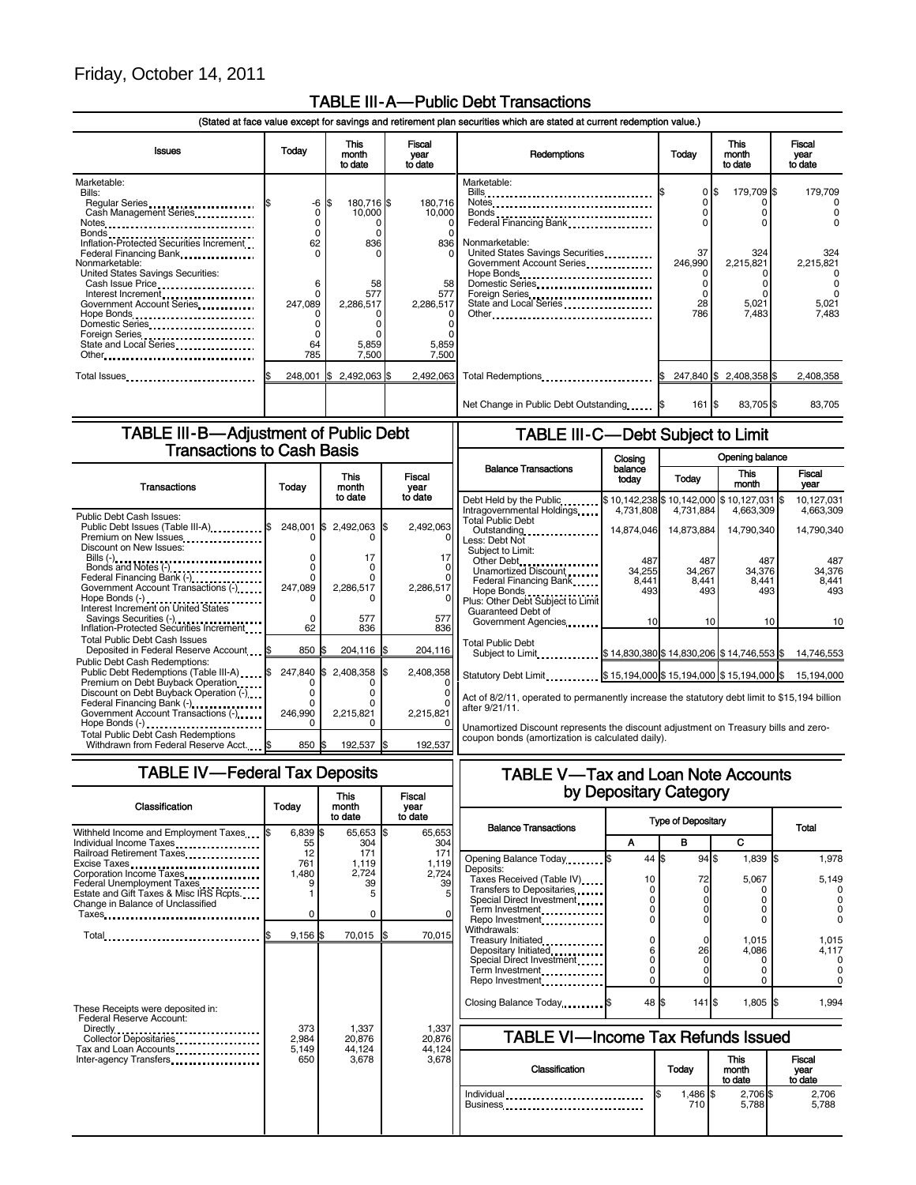Friday, October 14, 2011

## TABLE III-A—Public Debt Transactions

(Stated at face value except for savings and retirement plan securities which are stated at current redemption value.)

| Issues | Today | This month to date | Fiscal year to date |
|---|---|---|---|
| Marketable: | | | |
| Bills: | | | |
| Regular Series | $ -6 | $ 180,716 | $ 180,716 |
| Cash Management Series | 0 | 10,000 | 10,000 |
| Notes | 0 | 0 | 0 |
| Bonds | 0 | 0 | 0 |
| Inflation-Protected Securities Increment | 62 | 836 | 836 |
| Federal Financing Bank | 0 | 0 | 0 |
| Nonmarketable: | | | |
| United States Savings Securities: | | | |
| Cash Issue Price | 6 | 58 | 58 |
| Interest Increment | 0 | 577 | 577 |
| Government Account Series | 247,089 | 2,286,517 | 2,286,517 |
| Hope Bonds | 0 | 0 | 0 |
| Domestic Series | 0 | 0 | 0 |
| Foreign Series | 0 | 0 | 0 |
| State and Local Series | 64 | 5,859 | 5,859 |
| Other | 785 | 7,500 | 7,500 |
| Total Issues | $ 248,001 | $ 2,492,063 | $ 2,492,063 |

| Redemptions | Today | This month to date | Fiscal year to date |
|---|---|---|---|
| Marketable: | | | |
| Bills | $ 0 | $ 179,709 | $ 179,709 |
| Notes | 0 | 0 | 0 |
| Bonds | 0 | 0 | 0 |
| Federal Financing Bank | 0 | 0 | 0 |
| Nonmarketable: | | | |
| United States Savings Securities | 37 | 324 | 324 |
| Government Account Series | 246,990 | 2,215,821 | 2,215,821 |
| Hope Bonds | 0 | 0 | 0 |
| Domestic Series | 0 | 0 | 0 |
| Foreign Series | 0 | 0 | 0 |
| State and Local Series | 28 | 5,021 | 5,021 |
| Other | 786 | 7,483 | 7,483 |
| Total Redemptions | $ 247,840 | $ 2,408,358 | $ 2,408,358 |
| Net Change in Public Debt Outstanding | $ 161 | $ 83,705 | $ 83,705 |

## TABLE III-B—Adjustment of Public Debt Transactions to Cash Basis

| Transactions | Today | This month to date | Fiscal year to date |
|---|---|---|---|
| Public Debt Cash Issues: | | | |
| Public Debt Issues (Table III-A) | $ 248,001 | $ 2,492,063 | $ 2,492,063 |
| Premium on New Issues | 0 | 0 | 0 |
| Discount on New Issues: | | | |
| Bills (-) | 0 | 17 | 17 |
| Bonds and Notes (-) | 0 | 0 | 0 |
| Federal Financing Bank (-) | 0 | 0 | 0 |
| Government Account Transactions (-) | 247,089 | 2,286,517 | 2,286,517 |
| Hope Bonds (-) | 0 | 0 | 0 |
| Interest Increment on United States Savings Securities (-) | 0 | 577 | 577 |
| Inflation-Protected Securities Increment | 62 | 836 | 836 |
| Total Public Debt Cash Issues Deposited in Federal Reserve Account | $ 850 | $ 204,116 | $ 204,116 |
| Public Debt Cash Redemptions: | | | |
| Public Debt Redemptions (Table III-A) | $ 247,840 | $ 2,408,358 | $ 2,408,358 |
| Premium on Debt Buyback Operation | 0 | 0 | 0 |
| Discount on Debt Buyback Operation (-) | 0 | 0 | 0 |
| Federal Financing Bank (-) | 0 | 0 | 0 |
| Government Account Transactions (-) | 246,990 | 2,215,821 | 2,215,821 |
| Hope Bonds (-) | 0 | 0 | 0 |
| Total Public Debt Cash Redemptions Withdrawn from Federal Reserve Acct. | $ 850 | $ 192,537 | $ 192,537 |

## TABLE III-C—Debt Subject to Limit

| Balance Transactions | Closing balance today | Opening balance Today | Opening balance This month | Opening balance Fiscal year |
|---|---|---|---|---|
| Debt Held by the Public | $ 10,142,238 | $ 10,142,000 | $ 10,127,031 | $ 10,127,031 |
| Intragovernmental Holdings | 4,731,808 | 4,731,884 | 4,663,309 | 4,663,309 |
| Total Public Debt Outstanding | 14,874,046 | 14,873,884 | 14,790,340 | 14,790,340 |
| Less: Debt Not Subject to Limit: | | | | |
| Other Debt | 487 | 487 | 487 | 487 |
| Unamortized Discount | 34,255 | 34,267 | 34,376 | 34,376 |
| Federal Financing Bank | 8,441 | 8,441 | 8,441 | 8,441 |
| Hope Bonds | 493 | 493 | 493 | 493 |
| Plus: Other Debt Subject to Limit Guaranteed Debt of Government Agencies | 10 | 10 | 10 | 10 |
| Total Public Debt Subject to Limit | $ 14,830,380 | $ 14,830,206 | $ 14,746,553 | $ 14,746,553 |
| Statutory Debt Limit | $ 15,194,000 | $ 15,194,000 | $ 15,194,000 | $ 15,194,000 |

Act of 8/2/11, operated to permanently increase the statutory debt limit to $15,194 billion after 9/21/11.

Unamortized Discount represents the discount adjustment on Treasury bills and zero-coupon bonds (amortization is calculated daily).

## TABLE IV—Federal Tax Deposits

| Classification | Today | This month to date | Fiscal year to date |
|---|---|---|---|
| Withheld Income and Employment Taxes | $ 6,839 | $ 65,653 | $ 65,653 |
| Individual Income Taxes | 55 | 304 | 304 |
| Railroad Retirement Taxes | 12 | 171 | 171 |
| Excise Taxes | 761 | 1,119 | 1,119 |
| Corporation Income Taxes | 1,480 | 2,724 | 2,724 |
| Federal Unemployment Taxes | 9 | 39 | 39 |
| Estate and Gift Taxes & Misc IRS Rcpts. | 1 | 5 | 5 |
| Change in Balance of Unclassified Taxes | 0 | 0 | 0 |
| Total | $ 9,156 | $ 70,015 | $ 70,015 |
| These Receipts were deposited in: | | | |
| Federal Reserve Account: | | | |
| Directly | 373 | 1,337 | 1,337 |
| Collector Depositaries | 2,984 | 20,876 | 20,876 |
| Tax and Loan Accounts | 5,149 | 44,124 | 44,124 |
| Inter-agency Transfers | 650 | 3,678 | 3,678 |

## TABLE V—Tax and Loan Note Accounts by Depositary Category

| Balance Transactions | Type of Depositary A | B | C | Total |
|---|---|---|---|---|
| Opening Balance Today | $ 44 | $ 94 | $ 1,839 | $ 1,978 |
| Deposits: | | | | |
| Taxes Received (Table IV) | 10 | 72 | 5,067 | 5,149 |
| Transfers to Depositaries | 0 | 0 | 0 | 0 |
| Special Direct Investment | 0 | 0 | 0 | 0 |
| Term Investment | 0 | 0 | 0 | 0 |
| Repo Investment | 0 | 0 | 0 | 0 |
| Withdrawals: | | | | |
| Treasury Initiated | 0 | 0 | 1,015 | 1,015 |
| Depositary Initiated | 6 | 26 | 4,086 | 4,117 |
| Special Direct Investment | 0 | 0 | 0 | 0 |
| Term Investment | 0 | 0 | 0 | 0 |
| Repo Investment | 0 | 0 | 0 | 0 |
| Closing Balance Today | $ 48 | $ 141 | $ 1,805 | $ 1,994 |

## TABLE VI—Income Tax Refunds Issued

| Classification | Today | This month to date | Fiscal year to date |
|---|---|---|---|
| Individual | $ 1,486 | $ 2,706 | $ 2,706 |
| Business | 710 | 5,788 | 5,788 |